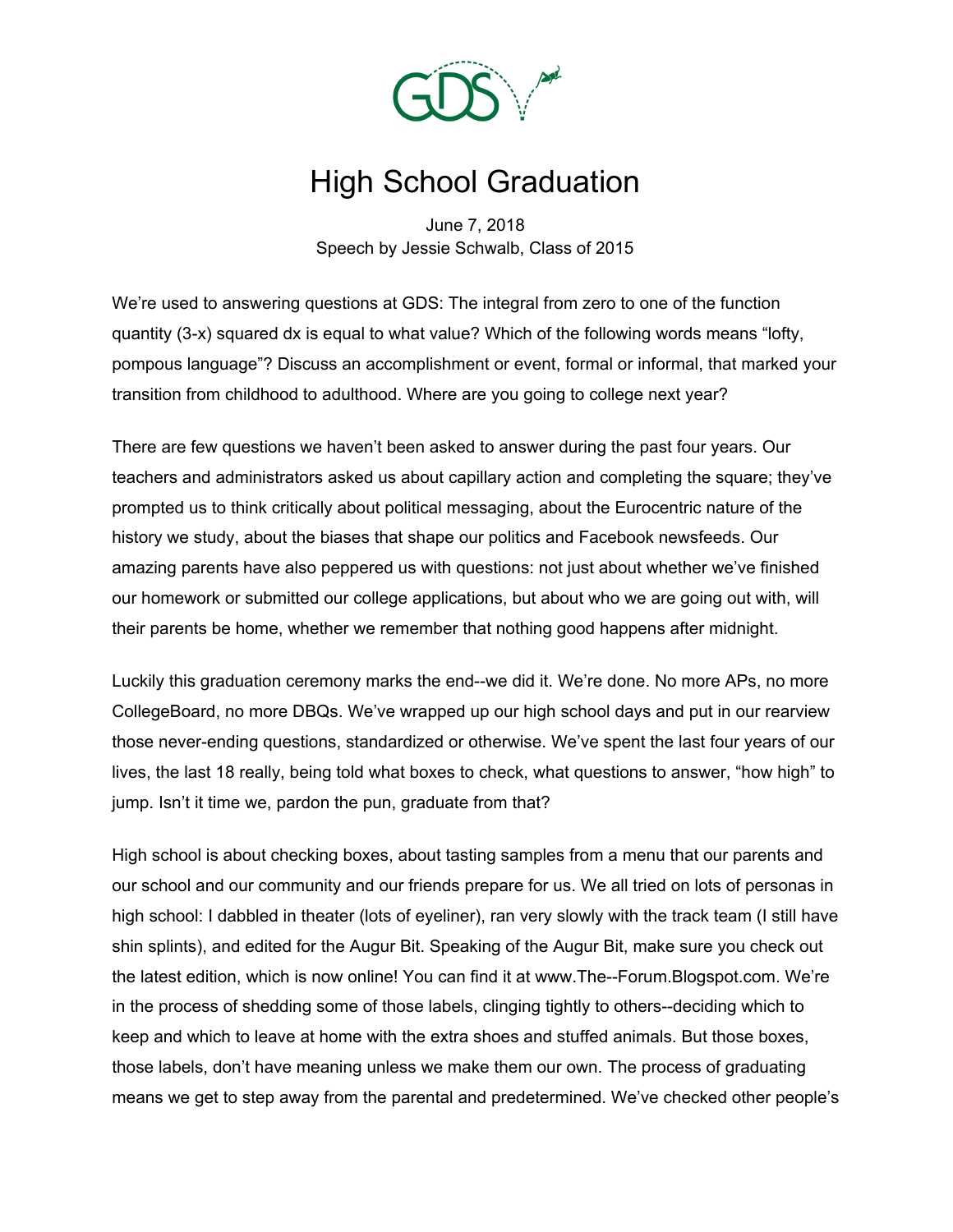# High School Graduation

June 7, 2018
Speech by Jessie Schwalb, Class of 2015

We're used to answering questions at GDS: The integral from zero to one of the function quantity (3-x) squared dx is equal to what value? Which of the following words means "lofty, pompous language"? Discuss an accomplishment or event, formal or informal, that marked your transition from childhood to adulthood. Where are you going to college next year?

There are few questions we haven't been asked to answer during the past four years. Our teachers and administrators asked us about capillary action and completing the square; they've prompted us to think critically about political messaging, about the Eurocentric nature of the history we study, about the biases that shape our politics and Facebook newsfeeds. Our amazing parents have also peppered us with questions: not just about whether we've finished our homework or submitted our college applications, but about who we are going out with, will their parents be home, whether we remember that nothing good happens after midnight.

Luckily this graduation ceremony marks the end--we did it. We're done. No more APs, no more CollegeBoard, no more DBQs. We've wrapped up our high school days and put in our rearview those never-ending questions, standardized or otherwise. We've spent the last four years of our lives, the last 18 really, being told what boxes to check, what questions to answer, "how high" to jump. Isn't it time we, pardon the pun, graduate from that?

High school is about checking boxes, about tasting samples from a menu that our parents and our school and our community and our friends prepare for us. We all tried on lots of personas in high school: I dabbled in theater (lots of eyeliner), ran very slowly with the track team (I still have shin splints), and edited for the Augur Bit. Speaking of the Augur Bit, make sure you check out the latest edition, which is now online! You can find it at www.The--Forum.Blogspot.com. We're in the process of shedding some of those labels, clinging tightly to others--deciding which to keep and which to leave at home with the extra shoes and stuffed animals. But those boxes, those labels, don't have meaning unless we make them our own. The process of graduating means we get to step away from the parental and predetermined. We've checked other people's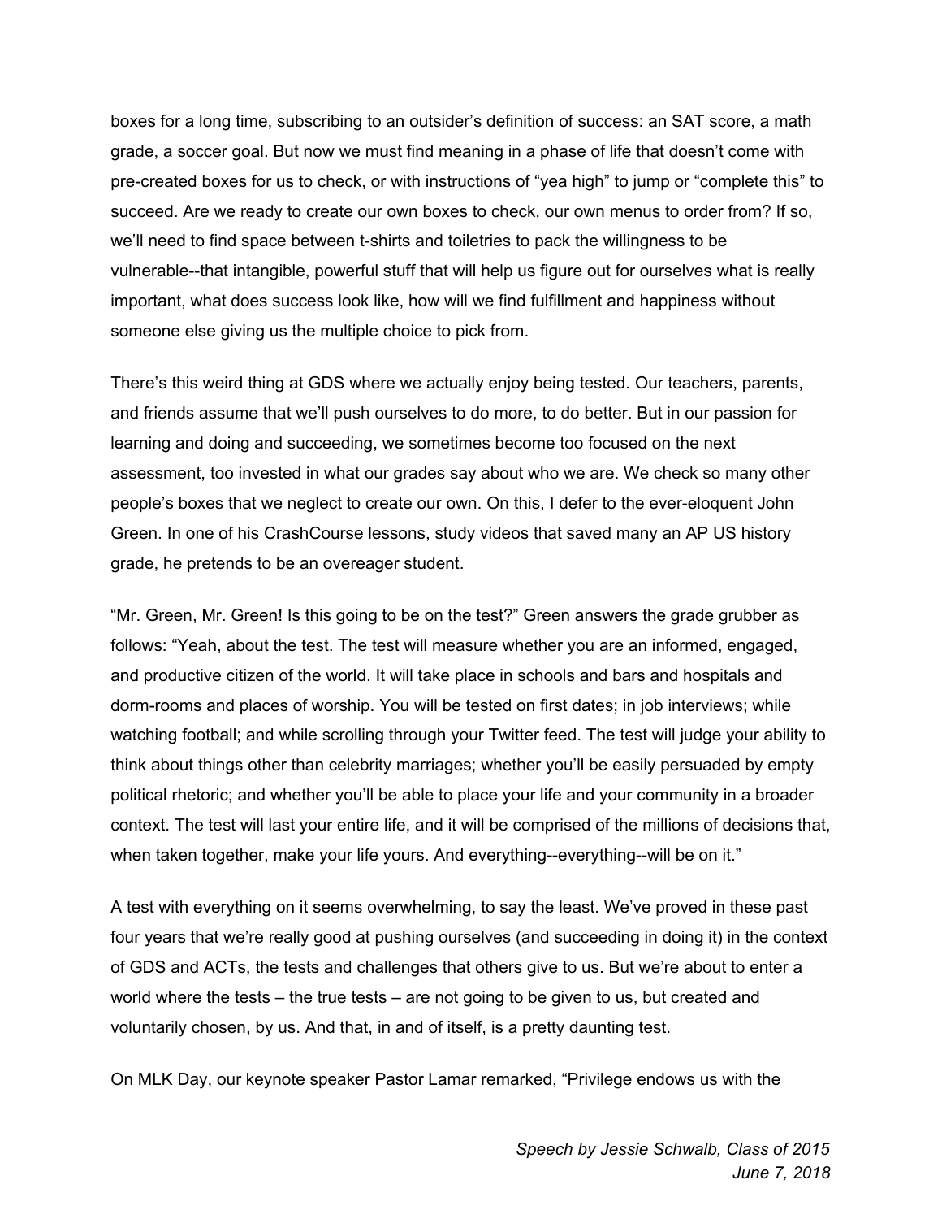boxes for a long time, subscribing to an outsider's definition of success: an SAT score, a math grade, a soccer goal. But now we must find meaning in a phase of life that doesn't come with pre-created boxes for us to check, or with instructions of "yea high" to jump or "complete this" to succeed. Are we ready to create our own boxes to check, our own menus to order from? If so, we'll need to find space between t-shirts and toiletries to pack the willingness to be vulnerable--that intangible, powerful stuff that will help us figure out for ourselves what is really important, what does success look like, how will we find fulfillment and happiness without someone else giving us the multiple choice to pick from.

There's this weird thing at GDS where we actually enjoy being tested. Our teachers, parents, and friends assume that we'll push ourselves to do more, to do better. But in our passion for learning and doing and succeeding, we sometimes become too focused on the next assessment, too invested in what our grades say about who we are. We check so many other people's boxes that we neglect to create our own. On this, I defer to the ever-eloquent John Green. In one of his CrashCourse lessons, study videos that saved many an AP US history grade, he pretends to be an overeager student.

"Mr. Green, Mr. Green! Is this going to be on the test?" Green answers the grade grubber as follows: "Yeah, about the test. The test will measure whether you are an informed, engaged, and productive citizen of the world. It will take place in schools and bars and hospitals and dorm-rooms and places of worship. You will be tested on first dates; in job interviews; while watching football; and while scrolling through your Twitter feed. The test will judge your ability to think about things other than celebrity marriages; whether you'll be easily persuaded by empty political rhetoric; and whether you'll be able to place your life and your community in a broader context. The test will last your entire life, and it will be comprised of the millions of decisions that, when taken together, make your life yours. And everything--everything--will be on it."

A test with everything on it seems overwhelming, to say the least. We've proved in these past four years that we're really good at pushing ourselves (and succeeding in doing it) in the context of GDS and ACTs, the tests and challenges that others give to us. But we're about to enter a world where the tests – the true tests – are not going to be given to us, but created and voluntarily chosen, by us. And that, in and of itself, is a pretty daunting test.

On MLK Day, our keynote speaker Pastor Lamar remarked, "Privilege endows us with the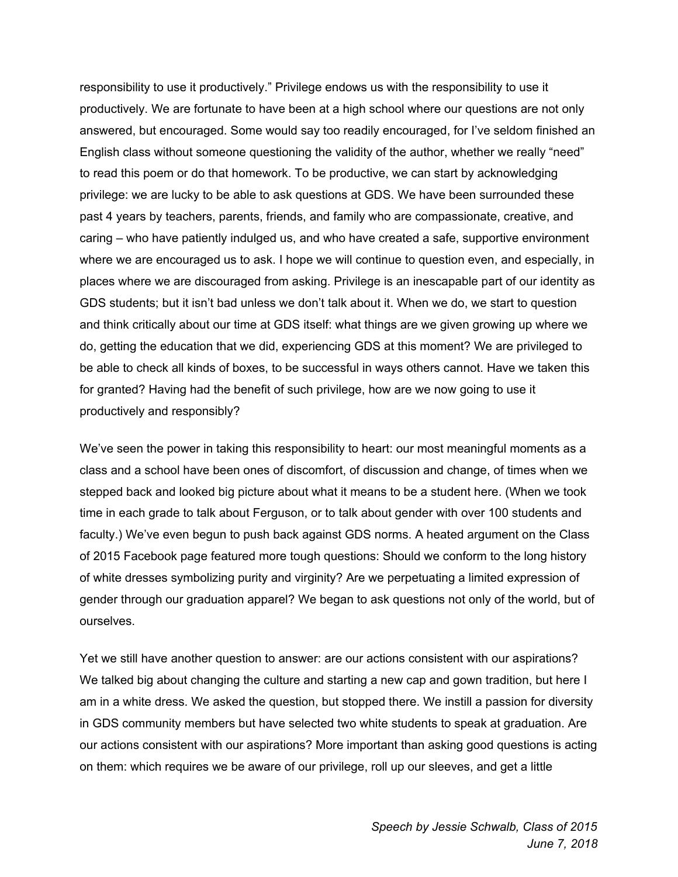responsibility to use it productively." Privilege endows us with the responsibility to use it productively. We are fortunate to have been at a high school where our questions are not only answered, but encouraged. Some would say too readily encouraged, for I've seldom finished an English class without someone questioning the validity of the author, whether we really "need" to read this poem or do that homework. To be productive, we can start by acknowledging privilege: we are lucky to be able to ask questions at GDS. We have been surrounded these past 4 years by teachers, parents, friends, and family who are compassionate, creative, and caring – who have patiently indulged us, and who have created a safe, supportive environment where we are encouraged us to ask. I hope we will continue to question even, and especially, in places where we are discouraged from asking. Privilege is an inescapable part of our identity as GDS students; but it isn't bad unless we don't talk about it. When we do, we start to question and think critically about our time at GDS itself: what things are we given growing up where we do, getting the education that we did, experiencing GDS at this moment? We are privileged to be able to check all kinds of boxes, to be successful in ways others cannot. Have we taken this for granted? Having had the benefit of such privilege, how are we now going to use it productively and responsibly?

We've seen the power in taking this responsibility to heart: our most meaningful moments as a class and a school have been ones of discomfort, of discussion and change, of times when we stepped back and looked big picture about what it means to be a student here. (When we took time in each grade to talk about Ferguson, or to talk about gender with over 100 students and faculty.) We've even begun to push back against GDS norms. A heated argument on the Class of 2015 Facebook page featured more tough questions: Should we conform to the long history of white dresses symbolizing purity and virginity? Are we perpetuating a limited expression of gender through our graduation apparel? We began to ask questions not only of the world, but of ourselves.

Yet we still have another question to answer: are our actions consistent with our aspirations? We talked big about changing the culture and starting a new cap and gown tradition, but here I am in a white dress. We asked the question, but stopped there. We instill a passion for diversity in GDS community members but have selected two white students to speak at graduation. Are our actions consistent with our aspirations? More important than asking good questions is acting on them: which requires we be aware of our privilege, roll up our sleeves, and get a little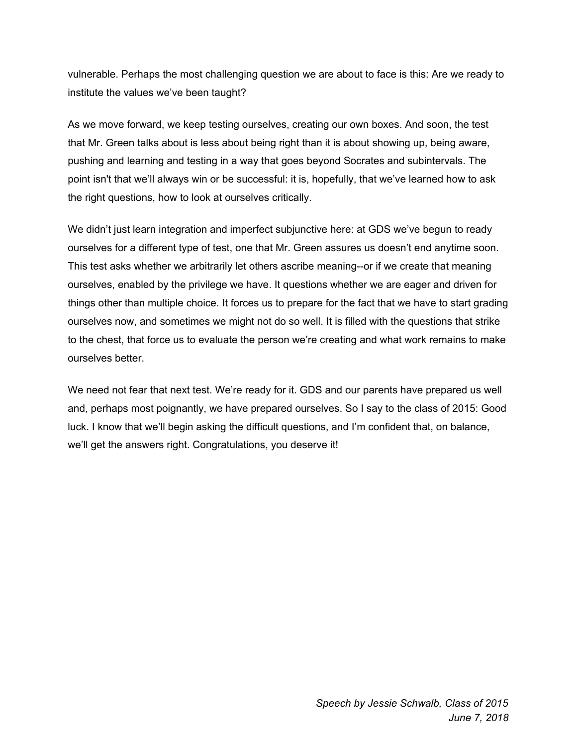vulnerable. Perhaps the most challenging question we are about to face is this: Are we ready to institute the values we've been taught?

As we move forward, we keep testing ourselves, creating our own boxes. And soon, the test that Mr. Green talks about is less about being right than it is about showing up, being aware, pushing and learning and testing in a way that goes beyond Socrates and subintervals. The point isn't that we'll always win or be successful: it is, hopefully, that we've learned how to ask the right questions, how to look at ourselves critically.

We didn't just learn integration and imperfect subjunctive here: at GDS we've begun to ready ourselves for a different type of test, one that Mr. Green assures us doesn't end anytime soon. This test asks whether we arbitrarily let others ascribe meaning--or if we create that meaning ourselves, enabled by the privilege we have. It questions whether we are eager and driven for things other than multiple choice. It forces us to prepare for the fact that we have to start grading ourselves now, and sometimes we might not do so well. It is filled with the questions that strike to the chest, that force us to evaluate the person we're creating and what work remains to make ourselves better.

We need not fear that next test. We're ready for it. GDS and our parents have prepared us well and, perhaps most poignantly, we have prepared ourselves. So I say to the class of 2015: Good luck. I know that we'll begin asking the difficult questions, and I'm confident that, on balance, we'll get the answers right. Congratulations, you deserve it!

*Speech by Jessie Schwalb, Class of 2015*
*June 7, 2018*